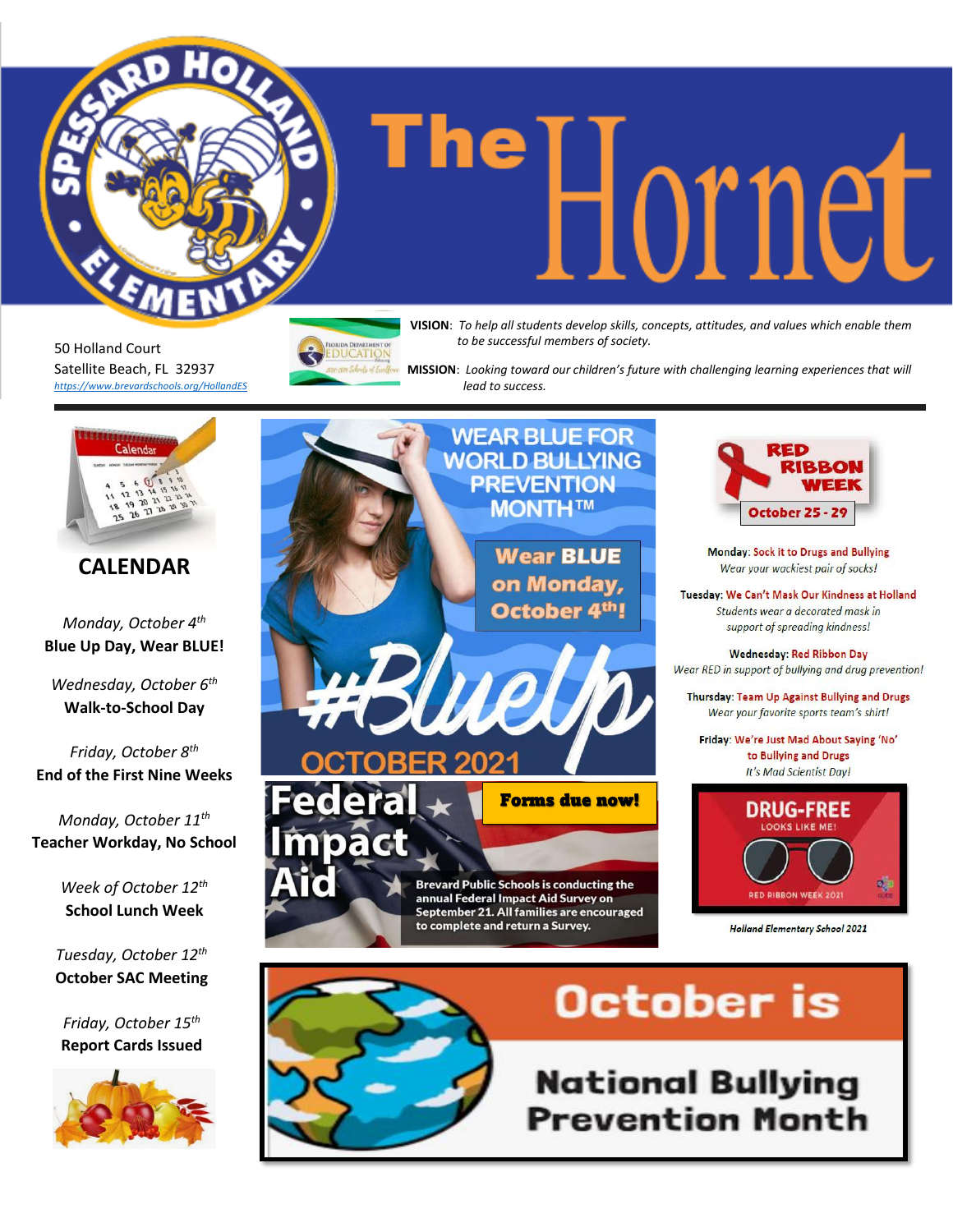# The Hornet

50 Holland Court
Satellite Beach, FL 32937
https://www.brevardschools.org/HollandES

**VISION**: *To help all students develop skills, concepts, attitudes, and values which enable them to be successful members of society.*

**MISSION**: *Looking toward our children's future with challenging learning experiences that will lead to success.*

## CALENDAR

*Monday, October 4th*
**Blue Up Day, Wear BLUE!**

*Wednesday, October 6th*
**Walk-to-School Day**

*Friday, October 8th*
**End of the First Nine Weeks**

*Monday, October 11th*
**Teacher Workday, No School**

*Week of October 12th*
**School Lunch Week**

*Tuesday, October 12th*
**October SAC Meeting**

*Friday, October 15th*
**Report Cards Issued**

## WEAR BLUE FOR WORLD BULLYING PREVENTION MONTH™

**Wear BLUE on Monday, October 4th!**

#BlueUp

OCTOBER 2021

## Federal Impact Aid

**Forms due now!**

Brevard Public Schools is conducting the annual Federal Impact Aid Survey on September 21. All families are encouraged to complete and return a Survey.

## RED RIBBON WEEK

**October 25 - 29**

**Monday**: Sock it to Drugs and Bullying
*Wear your wackiest pair of socks!*

**Tuesday**: We Can't Mask Our Kindness at Holland
*Students wear a decorated mask in support of spreading kindness!*

**Wednesday**: Red Ribbon Day
*Wear RED in support of bullying and drug prevention!*

**Thursday**: Team Up Against Bullying and Drugs
*Wear your favorite sports team's shirt!*

**Friday**: We're Just Mad About Saying 'No' to Bullying and Drugs
*It's Mad Scientist Day!*

DRUG-FREE LOOKS LIKE ME!
RED RIBBON WEEK 2021

*Holland Elementary School 2021*

## October is National Bullying Prevention Month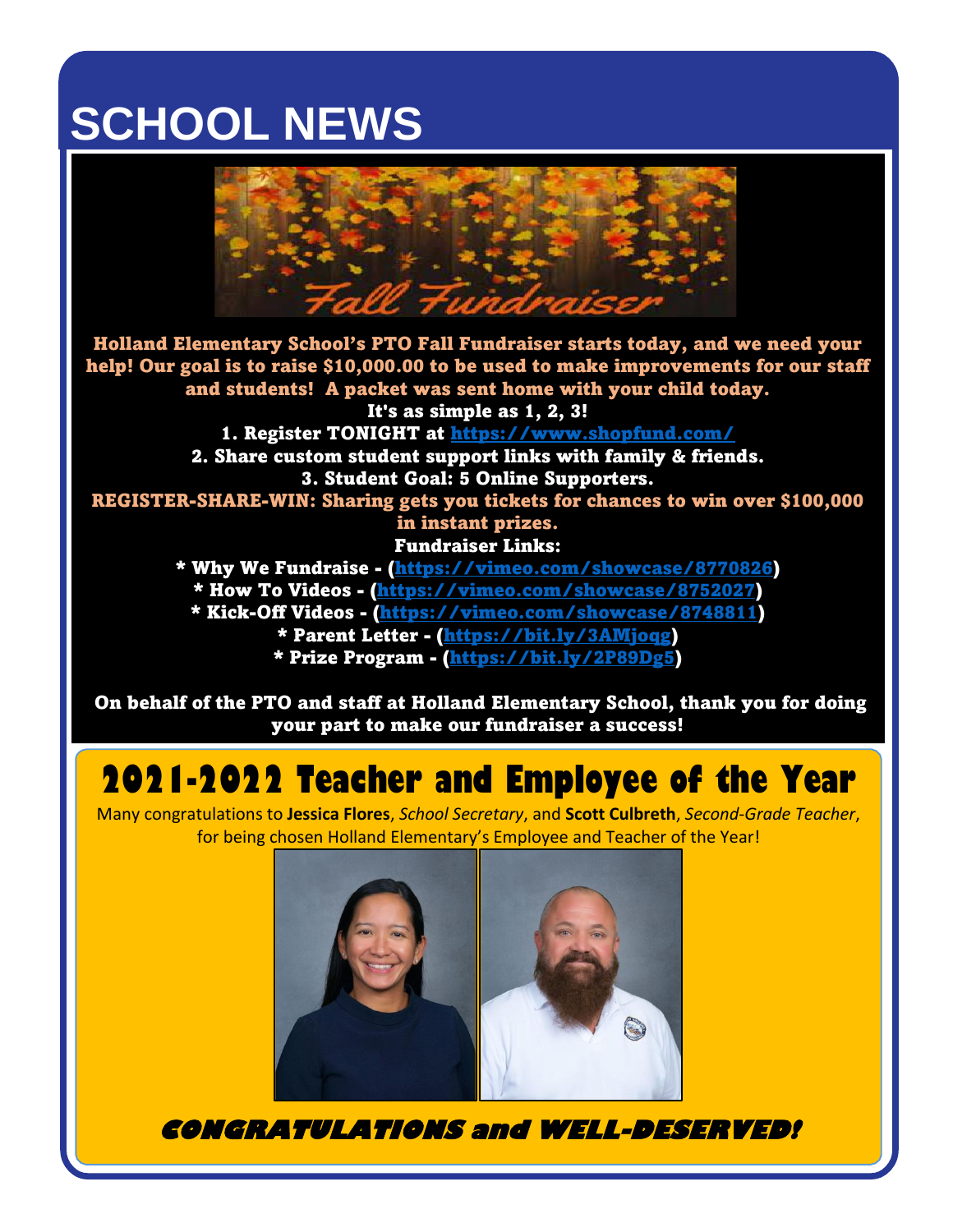# SCHOOL NEWS

**Fall Fundraiser**

**Holland Elementary School's PTO Fall Fundraiser starts today, and we need your help! Our goal is to raise $10,000.00 to be used to make improvements for our staff and students! A packet was sent home with your child today.**

**It's as simple as 1, 2, 3!**

**1. Register TONIGHT at https://www.shopfund.com/**

**2. Share custom student support links with family & friends.**

**3. Student Goal: 5 Online Supporters.**

**REGISTER-SHARE-WIN: Sharing gets you tickets for chances to win over $100,000 in instant prizes.**

**Fundraiser Links:**

**\* Why We Fundraise - (https://vimeo.com/showcase/8770826)**

**\* How To Videos - (https://vimeo.com/showcase/8752027)**

**\* Kick-Off Videos - (https://vimeo.com/showcase/8748811)**

**\* Parent Letter - (https://bit.ly/3AMjoqg)**

**\* Prize Program - (https://bit.ly/2P89Dg5)**

**On behalf of the PTO and staff at Holland Elementary School, thank you for doing your part to make our fundraiser a success!**

## 2021-2022 Teacher and Employee of the Year

Many congratulations to **Jessica Flores**, *School Secretary*, and **Scott Culbreth**, *Second-Grade Teacher*, for being chosen Holland Elementary's Employee and Teacher of the Year!

***CONGRATULATIONS and WELL-DESERVED!***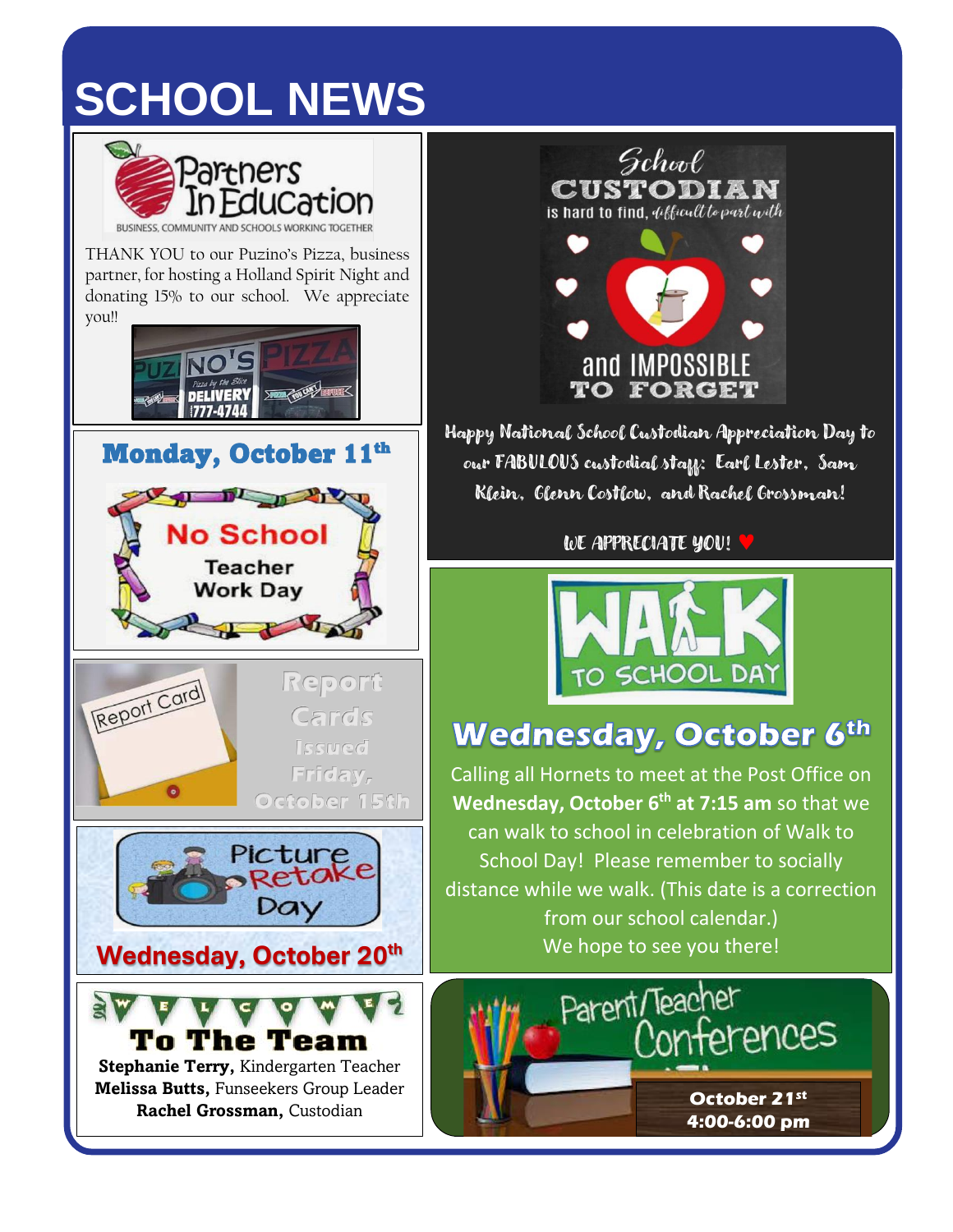# SCHOOL NEWS

## Partners In Education

BUSINESS, COMMUNITY AND SCHOOLS WORKING TOGETHER

THANK YOU to our Puzino's Pizza, business partner, for hosting a Holland Spirit Night and donating 15% to our school. We appreciate you!!

## Monday, October 11th

**No School**

Teacher Work Day

## Report Cards

Report Cards Issued Friday, October 15th

## Picture Retake Day

**Wednesday, October 20th**

## WELCOME To The Team

**Stephanie Terry,** Kindergarten Teacher
**Melissa Butts,** Funseekers Group Leader
**Rachel Grossman,** Custodian

## School CUSTODIAN

is hard to find, difficult to part with and IMPOSSIBLE TO FORGET

Happy National School Custodian Appreciation Day to our FABULOUS custodial staff: Earl Lester, Sam Klein, Glenn Costlow, and Rachel Grossman!

WE APPRECIATE YOU! ♥

## WALK TO SCHOOL DAY

## Wednesday, October 6th

Calling all Hornets to meet at the Post Office on **Wednesday, October 6th at 7:15 am** so that we can walk to school in celebration of Walk to School Day! Please remember to socially distance while we walk. (This date is a correction from our school calendar.)

We hope to see you there!

## Parent/Teacher Conferences

**October 21st**
**4:00-6:00 pm**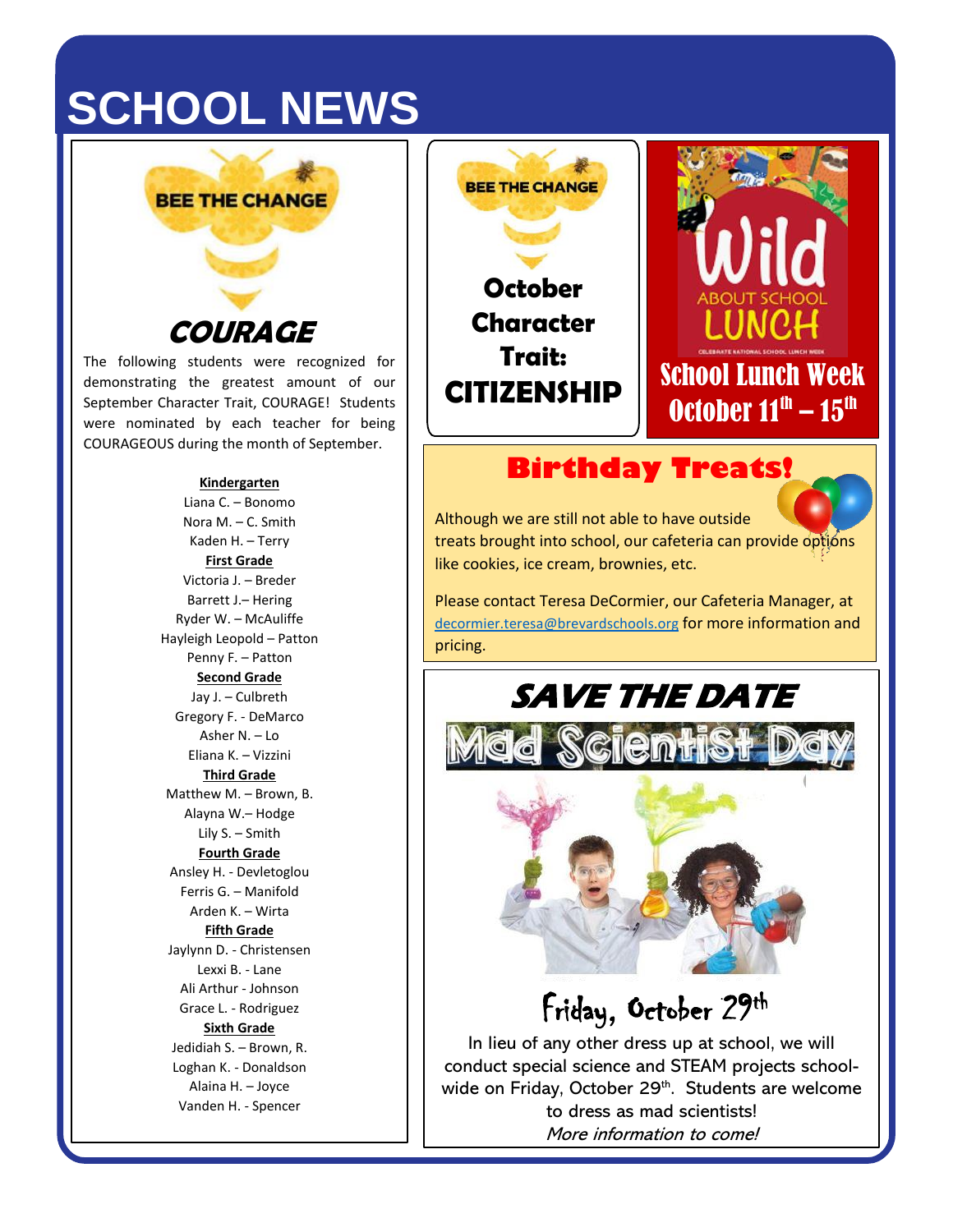# SCHOOL NEWS

## BEE THE CHANGE

## COURAGE

The following students were recognized for demonstrating the greatest amount of our September Character Trait, COURAGE! Students were nominated by each teacher for being COURAGEOUS during the month of September.

**Kindergarten**

Liana C. – Bonomo
Nora M. – C. Smith
Kaden H. – Terry

**First Grade**

Victoria J. – Breder
Barrett J.– Hering
Ryder W. – McAuliffe
Hayleigh Leopold – Patton
Penny F. – Patton

**Second Grade**

Jay J. – Culbreth
Gregory F. - DeMarco
Asher N. – Lo
Eliana K. – Vizzini

**Third Grade**

Matthew M. – Brown, B.
Alayna W.– Hodge
Lily S. – Smith

**Fourth Grade**

Ansley H. - Devletoglou
Ferris G. – Manifold
Arden K. – Wirta

**Fifth Grade**

Jaylynn D. - Christensen
Lexxi B. - Lane
Ali Arthur - Johnson
Grace L. - Rodriguez

**Sixth Grade**

Jedidiah S. – Brown, R.
Loghan K. - Donaldson
Alaina H. – Joyce
Vanden H. - Spencer

## BEE THE CHANGE

**October Character Trait: CITIZENSHIP**

## Wild ABOUT SCHOOL LUNCH

CELEBRATE NATIONAL SCHOOL LUNCH WEEK

**School Lunch Week October 11th – 15th**

## Birthday Treats!

Although we are still not able to have outside treats brought into school, our cafeteria can provide options like cookies, ice cream, brownies, etc.

Please contact Teresa DeCormier, our Cafeteria Manager, at decormier.teresa@brevardschools.org for more information and pricing.

## SAVE THE DATE

### Mad Scientist Day

**Friday, October 29th**

In lieu of any other dress up at school, we will conduct special science and STEAM projects school-wide on Friday, October 29th. Students are welcome to dress as mad scientists!

*More information to come!*